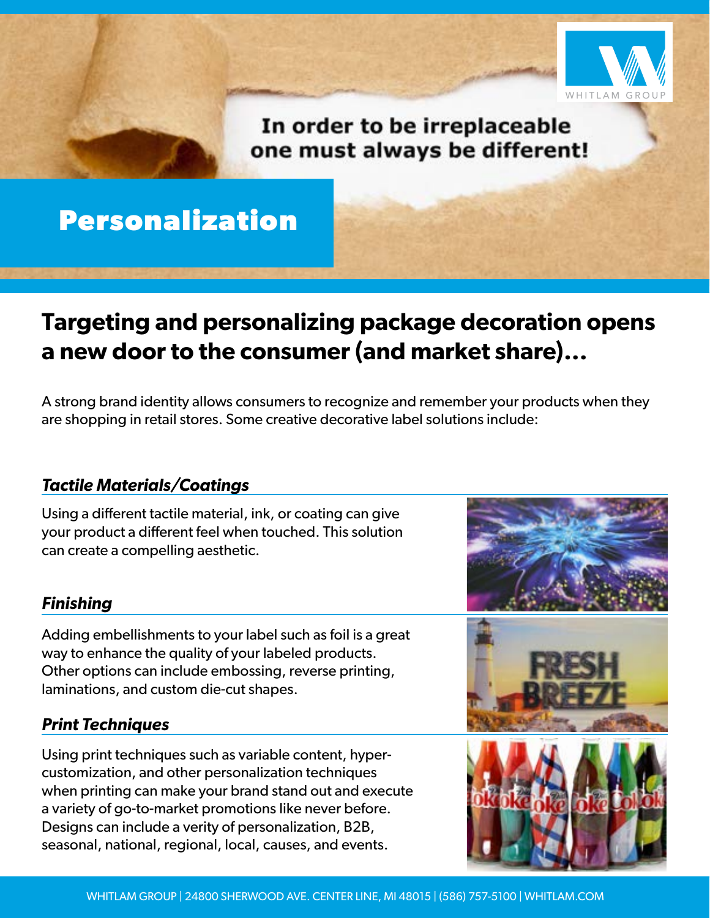In order to be irreplaceable one must always be different!

# Personalization

## Targeting and personalizing package decoration opens a new door to the consumer (and market share)...

A strong brand identity allows consumers to recognize and remember your products when they are shopping in retail stores. Some creative decorative label solutions include:

### *Tactile Materials/Coatings*

Using a different tactile material, ink, or coating can give your product a different feel when touched. This solution can create a compelling aesthetic.

### *Finishing*

Adding embellishments to your label such as foil is a great way to enhance the quality of your labeled products. Other options can include embossing, reverse printing, laminations, and custom die-cut shapes.

### *Print Techniques*

Using print techniques such as variable content, hyper-customization, and other personalization techniques when printing can make your brand stand out and execute a variety of go-to-market promotions like never before. Designs can include a verity of personalization, B2B, seasonal, national, regional, local, causes, and events.

WHITLAM GROUP | 24800 SHERWOOD AVE. CENTER LINE, MI 48015 | (586) 757-5100 | WHITLAM.COM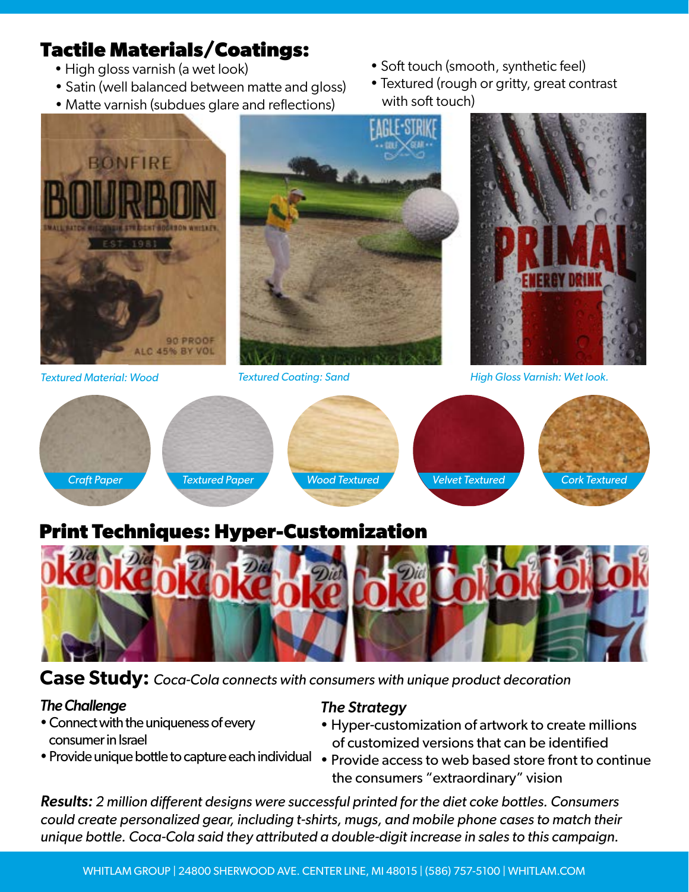## Tactile Materials/Coatings:

- High gloss varnish (a wet look)
- Satin (well balanced between matte and gloss)
- Matte varnish (subdues glare and reflections)
- Soft touch (smooth, synthetic feel)
- Textured (rough or gritty, great contrast with soft touch)

*Textured Material: Wood*

*Textured Coating: Sand*

*High Gloss Varnish: Wet look.*

*Craft Paper*

*Textured Paper*

*Wood Textured*

*Velvet Textured*

*Cork Textured*

## Print Techniques: Hyper-Customization

**Case Study:** *Coca-Cola connects with consumers with unique product decoration*

### *The Challenge*

- Connect with the uniqueness of every consumer in Israel
- Provide unique bottle to capture each individual

### *The Strategy*

- Hyper-customization of artwork to create millions of customized versions that can be identified
- Provide access to web based store front to continue the consumers "extraordinary" vision

***Results:*** *2 million different designs were successful printed for the diet coke bottles. Consumers could create personalized gear, including t-shirts, mugs, and mobile phone cases to match their unique bottle. Coca-Cola said they attributed a double-digit increase in sales to this campaign.*

WHITLAM GROUP | 24800 SHERWOOD AVE. CENTER LINE, MI 48015 | (586) 757-5100 | WHITLAM.COM